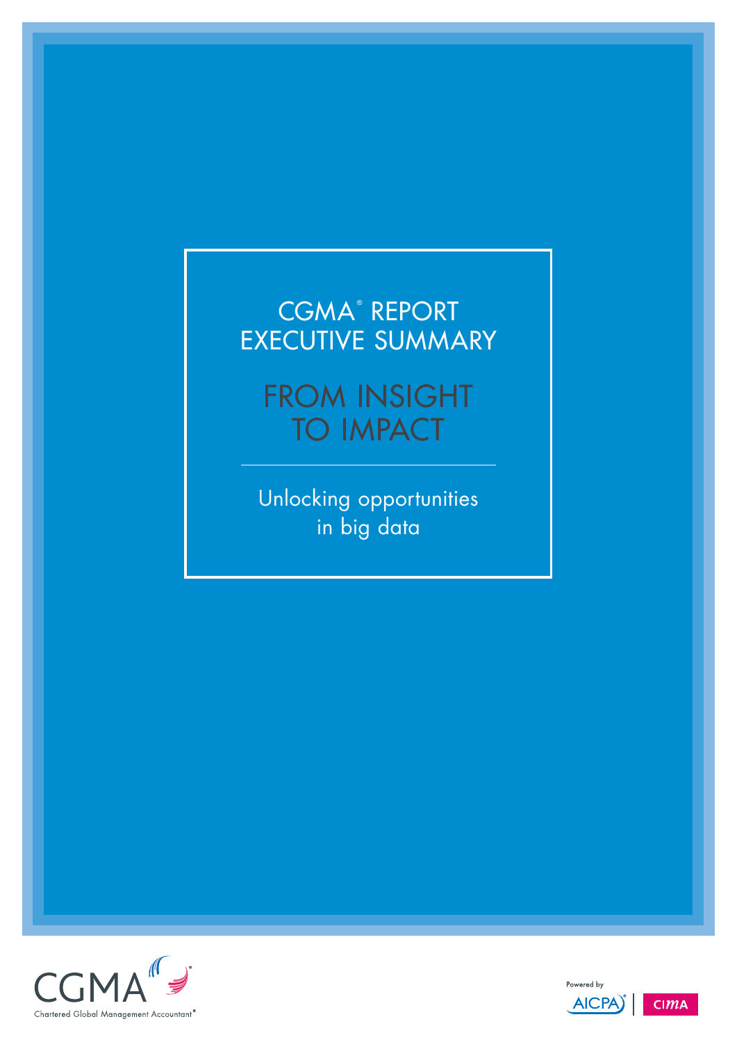CGMA® REPORT
EXECUTIVE SUMMARY

# FROM INSIGHT TO IMPACT

Unlocking opportunities in big data

CGMA
Chartered Global Management Accountant®

Powered by AICPA® | CIMA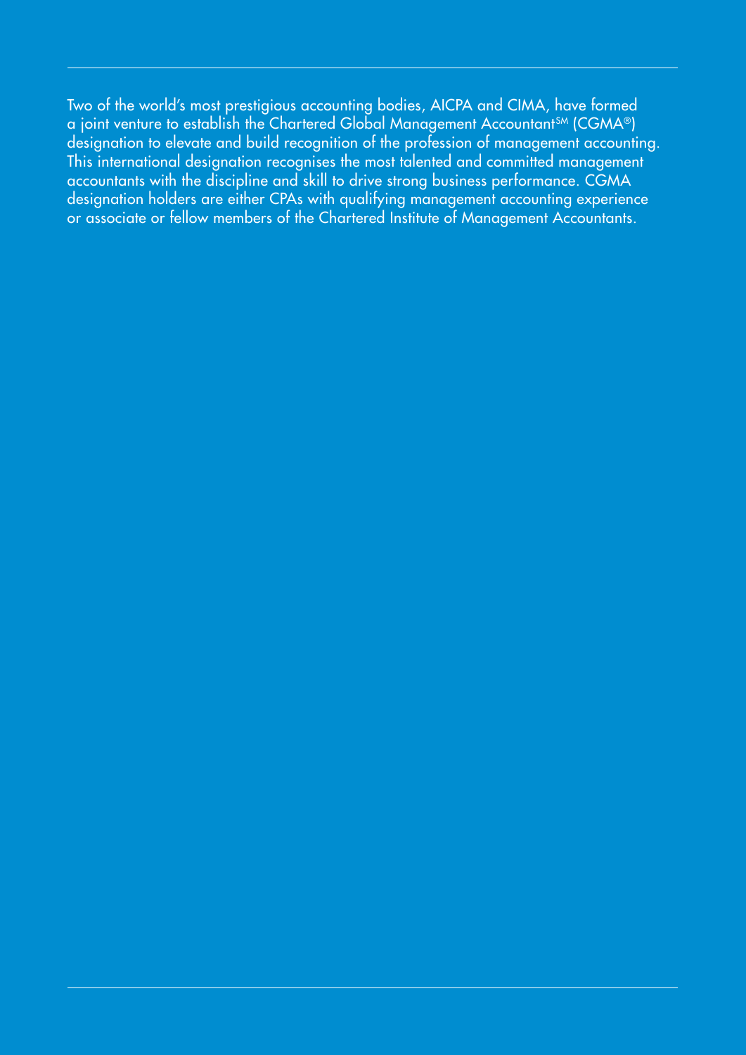Two of the world's most prestigious accounting bodies, AICPA and CIMA, have formed a joint venture to establish the Chartered Global Management Accountant℠ (CGMA®) designation to elevate and build recognition of the profession of management accounting. This international designation recognises the most talented and committed management accountants with the discipline and skill to drive strong business performance. CGMA designation holders are either CPAs with qualifying management accounting experience or associate or fellow members of the Chartered Institute of Management Accountants.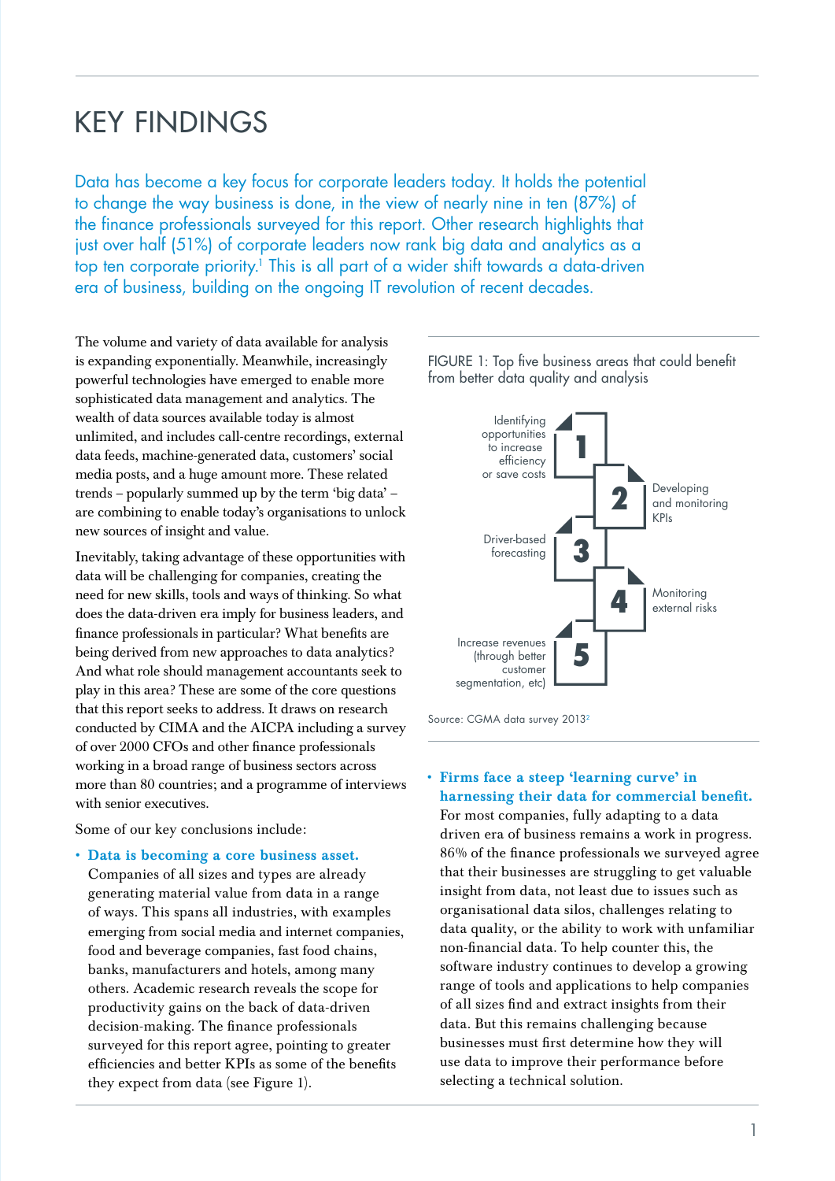# KEY FINDINGS

Data has become a key focus for corporate leaders today. It holds the potential to change the way business is done, in the view of nearly nine in ten (87%) of the finance professionals surveyed for this report. Other research highlights that just over half (51%) of corporate leaders now rank big data and analytics as a top ten corporate priority.[1] This is all part of a wider shift towards a data-driven era of business, building on the ongoing IT revolution of recent decades.

The volume and variety of data available for analysis is expanding exponentially. Meanwhile, increasingly powerful technologies have emerged to enable more sophisticated data management and analytics. The wealth of data sources available today is almost unlimited, and includes call-centre recordings, external data feeds, machine-generated data, customers' social media posts, and a huge amount more. These related trends – popularly summed up by the term 'big data' – are combining to enable today's organisations to unlock new sources of insight and value.

Inevitably, taking advantage of these opportunities with data will be challenging for companies, creating the need for new skills, tools and ways of thinking. So what does the data-driven era imply for business leaders, and finance professionals in particular? What benefits are being derived from new approaches to data analytics? And what role should management accountants seek to play in this area? These are some of the core questions that this report seeks to address. It draws on research conducted by CIMA and the AICPA including a survey of over 2000 CFOs and other finance professionals working in a broad range of business sectors across more than 80 countries; and a programme of interviews with senior executives.

Some of our key conclusions include:

- **Data is becoming a core business asset.** Companies of all sizes and types are already generating material value from data in a range of ways. This spans all industries, with examples emerging from social media and internet companies, food and beverage companies, fast food chains, banks, manufacturers and hotels, among many others. Academic research reveals the scope for productivity gains on the back of data-driven decision-making. The finance professionals surveyed for this report agree, pointing to greater efficiencies and better KPIs as some of the benefits they expect from data (see Figure 1).

FIGURE 1: Top five business areas that could benefit from better data quality and analysis

1. Identifying opportunities to increase efficiency or save costs
2. Developing and monitoring KPIs
3. Driver-based forecasting
4. Monitoring external risks
5. Increase revenues (through better customer segmentation, etc)

Source: CGMA data survey 2013[2]

- **Firms face a steep 'learning curve' in harnessing their data for commercial benefit.** For most companies, fully adapting to a data driven era of business remains a work in progress. 86% of the finance professionals we surveyed agree that their businesses are struggling to get valuable insight from data, not least due to issues such as organisational data silos, challenges relating to data quality, or the ability to work with unfamiliar non-financial data. To help counter this, the software industry continues to develop a growing range of tools and applications to help companies of all sizes find and extract insights from their data. But this remains challenging because businesses must first determine how they will use data to improve their performance before selecting a technical solution.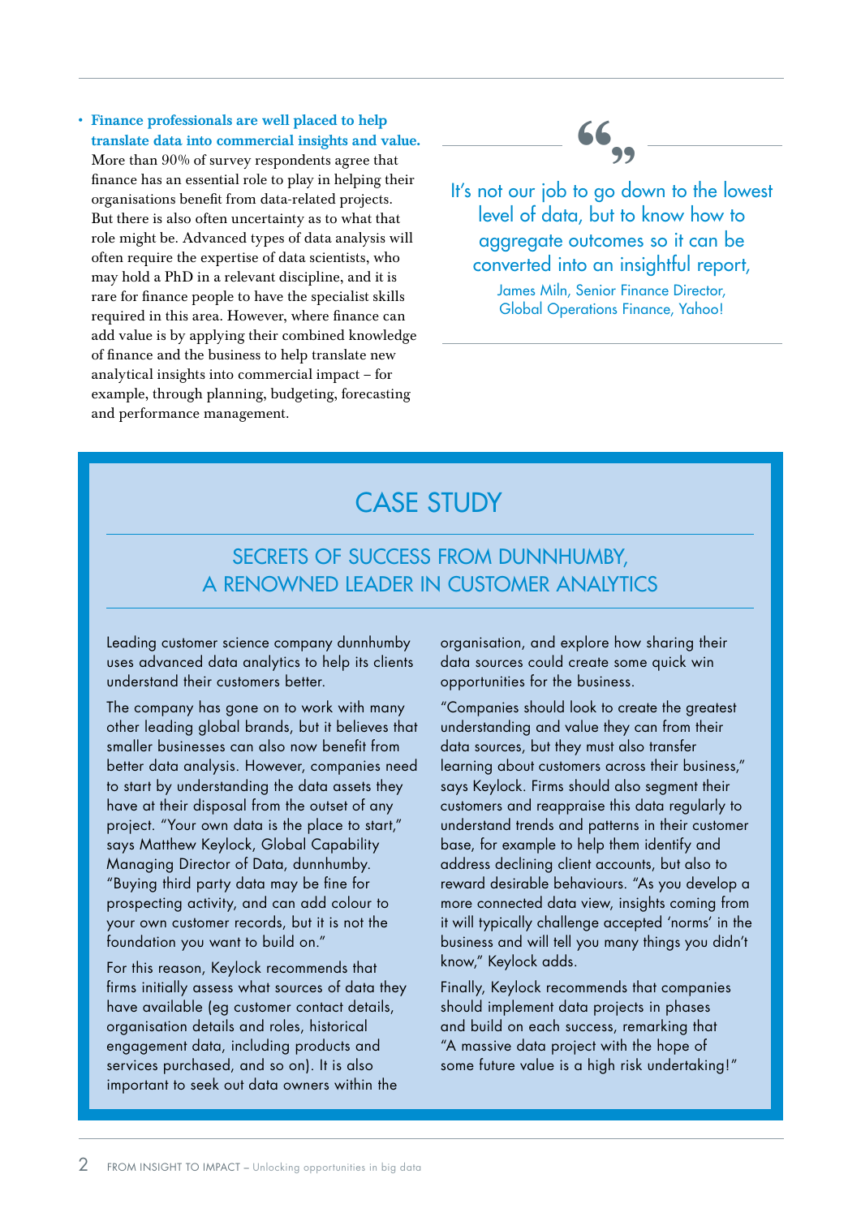- **Finance professionals are well placed to help translate data into commercial insights and value.** More than 90% of survey respondents agree that finance has an essential role to play in helping their organisations benefit from data-related projects. But there is also often uncertainty as to what that role might be. Advanced types of data analysis will often require the expertise of data scientists, who may hold a PhD in a relevant discipline, and it is rare for finance people to have the specialist skills required in this area. However, where finance can add value is by applying their combined knowledge of finance and the business to help translate new analytical insights into commercial impact – for example, through planning, budgeting, forecasting and performance management.

> It's not our job to go down to the lowest level of data, but to know how to aggregate outcomes so it can be converted into an insightful report,
>
> James Miln, Senior Finance Director, Global Operations Finance, Yahoo!

## CASE STUDY

### SECRETS OF SUCCESS FROM DUNNHUMBY, A RENOWNED LEADER IN CUSTOMER ANALYTICS

Leading customer science company dunnhumby uses advanced data analytics to help its clients understand their customers better.

The company has gone on to work with many other leading global brands, but it believes that smaller businesses can also now benefit from better data analysis. However, companies need to start by understanding the data assets they have at their disposal from the outset of any project. "Your own data is the place to start," says Matthew Keylock, Global Capability Managing Director of Data, dunnhumby. "Buying third party data may be fine for prospecting activity, and can add colour to your own customer records, but it is not the foundation you want to build on."

For this reason, Keylock recommends that firms initially assess what sources of data they have available (eg customer contact details, organisation details and roles, historical engagement data, including products and services purchased, and so on). It is also important to seek out data owners within the organisation, and explore how sharing their data sources could create some quick win opportunities for the business.

"Companies should look to create the greatest understanding and value they can from their data sources, but they must also transfer learning about customers across their business," says Keylock. Firms should also segment their customers and reappraise this data regularly to understand trends and patterns in their customer base, for example to help them identify and address declining client accounts, but also to reward desirable behaviours. "As you develop a more connected data view, insights coming from it will typically challenge accepted 'norms' in the business and will tell you many things you didn't know," Keylock adds.

Finally, Keylock recommends that companies should implement data projects in phases and build on each success, remarking that "A massive data project with the hope of some future value is a high risk undertaking!"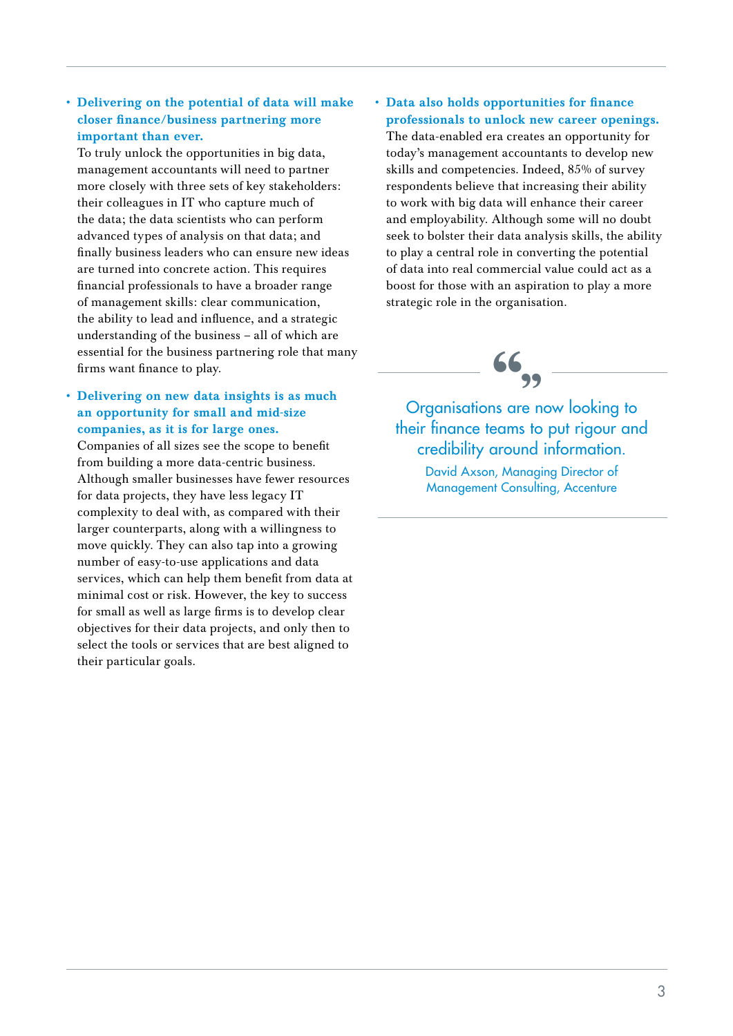- **Delivering on the potential of data will make closer finance/business partnering more important than ever.** To truly unlock the opportunities in big data, management accountants will need to partner more closely with three sets of key stakeholders: their colleagues in IT who capture much of the data; the data scientists who can perform advanced types of analysis on that data; and finally business leaders who can ensure new ideas are turned into concrete action. This requires financial professionals to have a broader range of management skills: clear communication, the ability to lead and influence, and a strategic understanding of the business – all of which are essential for the business partnering role that many firms want finance to play.

- **Delivering on new data insights is as much an opportunity for small and mid-size companies, as it is for large ones.** Companies of all sizes see the scope to benefit from building a more data-centric business. Although smaller businesses have fewer resources for data projects, they have less legacy IT complexity to deal with, as compared with their larger counterparts, along with a willingness to move quickly. They can also tap into a growing number of easy-to-use applications and data services, which can help them benefit from data at minimal cost or risk. However, the key to success for small as well as large firms is to develop clear objectives for their data projects, and only then to select the tools or services that are best aligned to their particular goals.

- **Data also holds opportunities for finance professionals to unlock new career openings.** The data-enabled era creates an opportunity for today's management accountants to develop new skills and competencies. Indeed, 85% of survey respondents believe that increasing their ability to work with big data will enhance their career and employability. Although some will no doubt seek to bolster their data analysis skills, the ability to play a central role in converting the potential of data into real commercial value could act as a boost for those with an aspiration to play a more strategic role in the organisation.

> Organisations are now looking to their finance teams to put rigour and credibility around information.
>
> David Axson, Managing Director of Management Consulting, Accenture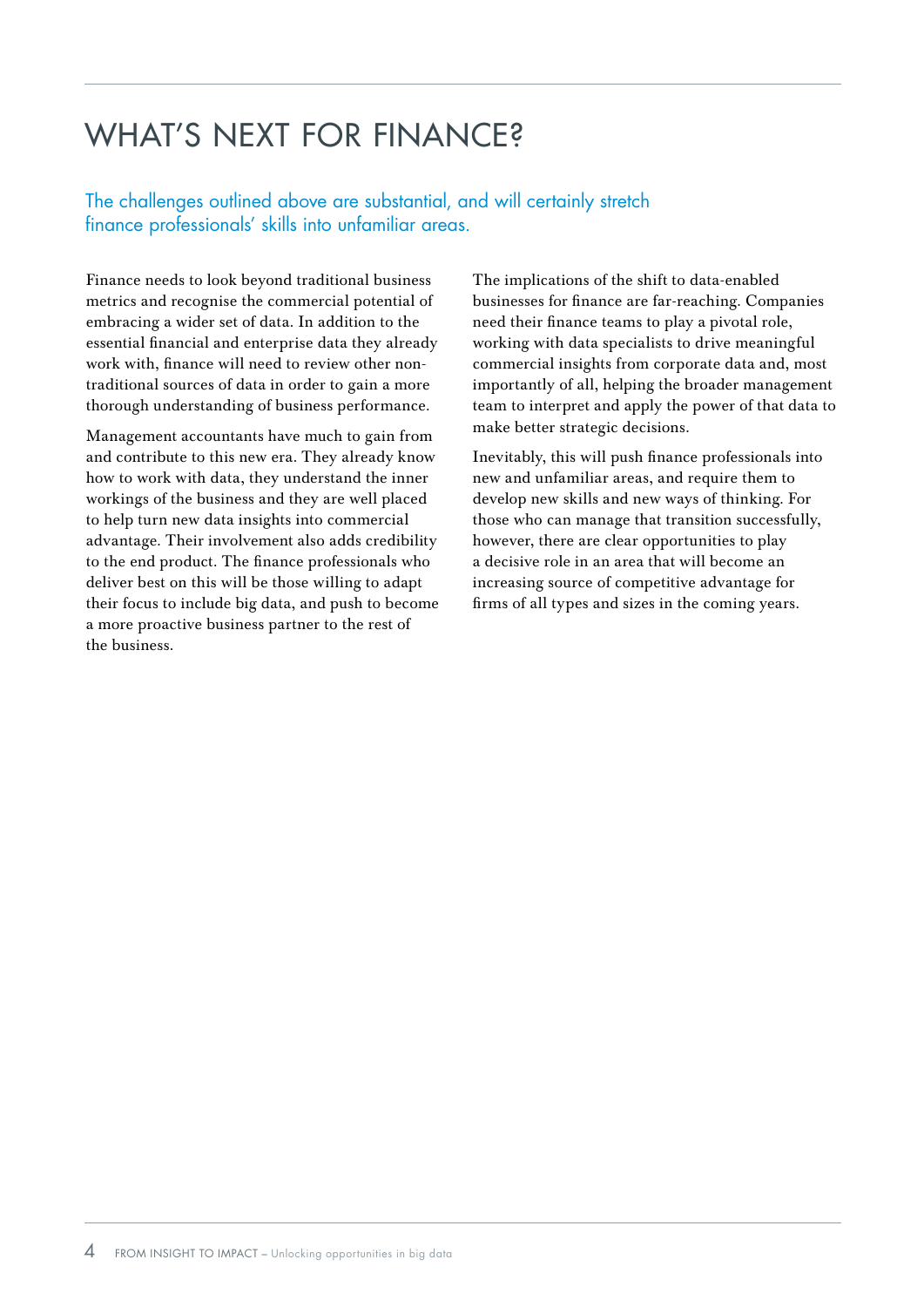# WHAT'S NEXT FOR FINANCE?

The challenges outlined above are substantial, and will certainly stretch finance professionals' skills into unfamiliar areas.

Finance needs to look beyond traditional business metrics and recognise the commercial potential of embracing a wider set of data. In addition to the essential financial and enterprise data they already work with, finance will need to review other non-traditional sources of data in order to gain a more thorough understanding of business performance.

Management accountants have much to gain from and contribute to this new era. They already know how to work with data, they understand the inner workings of the business and they are well placed to help turn new data insights into commercial advantage. Their involvement also adds credibility to the end product. The finance professionals who deliver best on this will be those willing to adapt their focus to include big data, and push to become a more proactive business partner to the rest of the business.

The implications of the shift to data-enabled businesses for finance are far-reaching. Companies need their finance teams to play a pivotal role, working with data specialists to drive meaningful commercial insights from corporate data and, most importantly of all, helping the broader management team to interpret and apply the power of that data to make better strategic decisions.

Inevitably, this will push finance professionals into new and unfamiliar areas, and require them to develop new skills and new ways of thinking. For those who can manage that transition successfully, however, there are clear opportunities to play a decisive role in an area that will become an increasing source of competitive advantage for firms of all types and sizes in the coming years.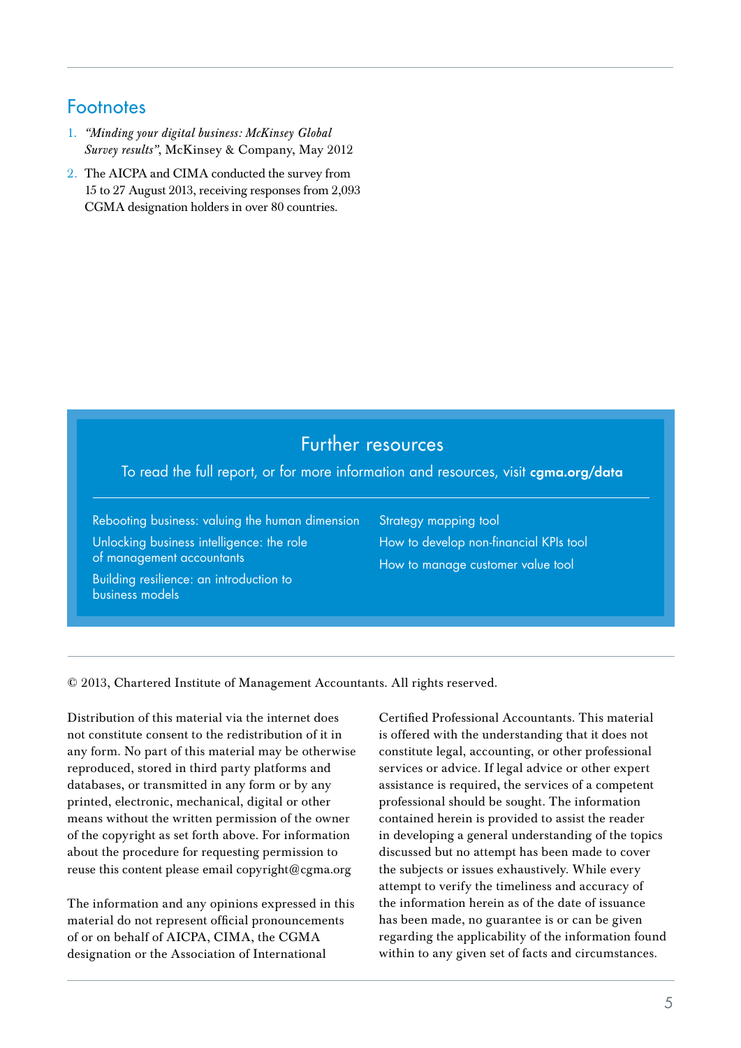## Footnotes

1. *"Minding your digital business: McKinsey Global Survey results"*, McKinsey & Company, May 2012
2. The AICPA and CIMA conducted the survey from 15 to 27 August 2013, receiving responses from 2,093 CGMA designation holders in over 80 countries.

## Further resources

To read the full report, or for more information and resources, visit **cgma.org/data**

Rebooting business: valuing the human dimension

Unlocking business intelligence: the role of management accountants

Building resilience: an introduction to business models

Strategy mapping tool

How to develop non-financial KPIs tool

How to manage customer value tool

© 2013, Chartered Institute of Management Accountants. All rights reserved.

Distribution of this material via the internet does not constitute consent to the redistribution of it in any form. No part of this material may be otherwise reproduced, stored in third party platforms and databases, or transmitted in any form or by any printed, electronic, mechanical, digital or other means without the written permission of the owner of the copyright as set forth above. For information about the procedure for requesting permission to reuse this content please email copyright@cgma.org

The information and any opinions expressed in this material do not represent official pronouncements of or on behalf of AICPA, CIMA, the CGMA designation or the Association of International Certified Professional Accountants. This material is offered with the understanding that it does not constitute legal, accounting, or other professional services or advice. If legal advice or other expert assistance is required, the services of a competent professional should be sought. The information contained herein is provided to assist the reader in developing a general understanding of the topics discussed but no attempt has been made to cover the subjects or issues exhaustively. While every attempt to verify the timeliness and accuracy of the information herein as of the date of issuance has been made, no guarantee is or can be given regarding the applicability of the information found within to any given set of facts and circumstances.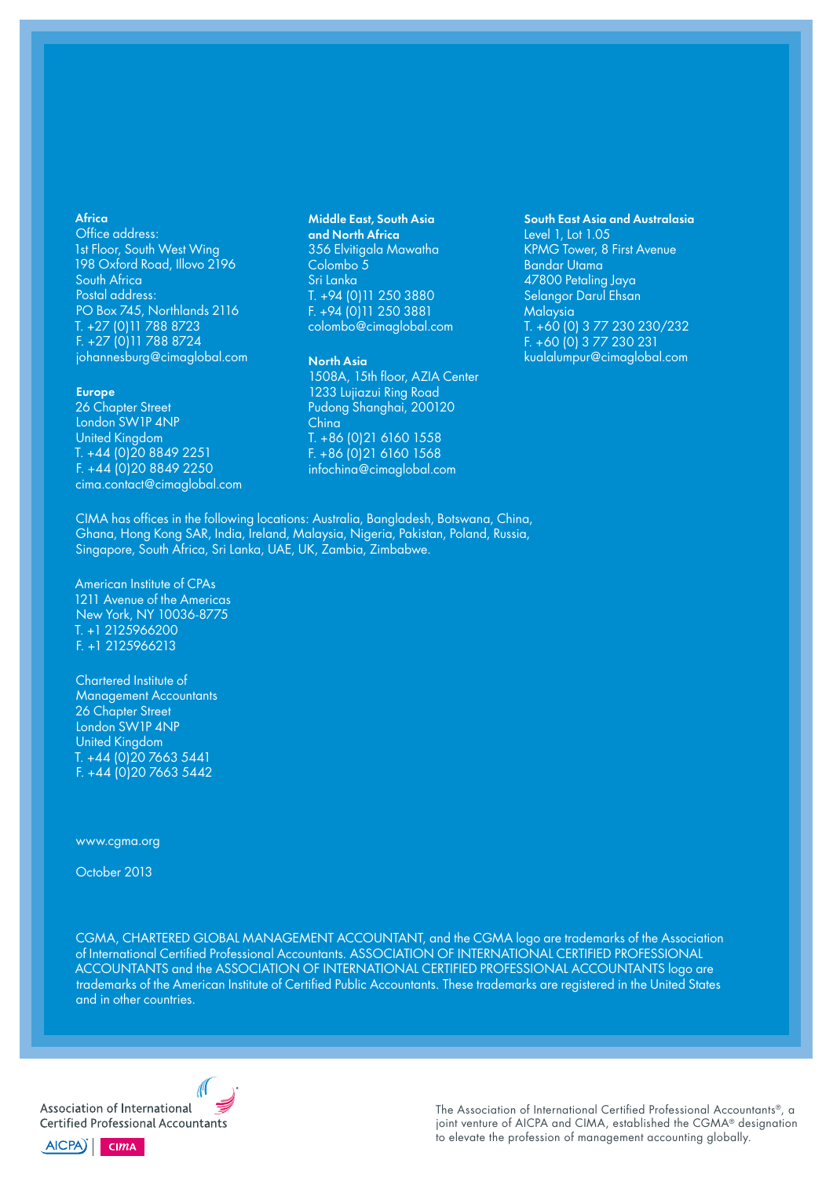**Africa**
Office address:
1st Floor, South West Wing
198 Oxford Road, Illovo 2196
South Africa
Postal address:
PO Box 745, Northlands 2116
T. +27 (0)11 788 8723
F. +27 (0)11 788 8724
johannesburg@cimaglobal.com

**Europe**
26 Chapter Street
London SW1P 4NP
United Kingdom
T. +44 (0)20 8849 2251
F. +44 (0)20 8849 2250
cima.contact@cimaglobal.com

**Middle East, South Asia and North Africa**
356 Elvitigala Mawatha
Colombo 5
Sri Lanka
T. +94 (0)11 250 3880
F. +94 (0)11 250 3881
colombo@cimaglobal.com

**North Asia**
1508A, 15th floor, AZIA Center
1233 Lujiazui Ring Road
Pudong Shanghai, 200120
China
T. +86 (0)21 6160 1558
F. +86 (0)21 6160 1568
infochina@cimaglobal.com

**South East Asia and Australasia**
Level 1, Lot 1.05
KPMG Tower, 8 First Avenue
Bandar Utama
47800 Petaling Jaya
Selangor Darul Ehsan
Malaysia
T. +60 (0) 3 77 230 230/232
F. +60 (0) 3 77 230 231
kualalumpur@cimaglobal.com

CIMA has offices in the following locations: Australia, Bangladesh, Botswana, China, Ghana, Hong Kong SAR, India, Ireland, Malaysia, Nigeria, Pakistan, Poland, Russia, Singapore, South Africa, Sri Lanka, UAE, UK, Zambia, Zimbabwe.

American Institute of CPAs
1211 Avenue of the Americas
New York, NY 10036-8775
T. +1 2125966200
F. +1 2125966213

Chartered Institute of
Management Accountants
26 Chapter Street
London SW1P 4NP
United Kingdom
T. +44 (0)20 7663 5441
F. +44 (0)20 7663 5442

www.cgma.org

October 2013

CGMA, CHARTERED GLOBAL MANAGEMENT ACCOUNTANT, and the CGMA logo are trademarks of the Association of International Certified Professional Accountants. ASSOCIATION OF INTERNATIONAL CERTIFIED PROFESSIONAL ACCOUNTANTS and the ASSOCIATION OF INTERNATIONAL CERTIFIED PROFESSIONAL ACCOUNTANTS logo are trademarks of the American Institute of Certified Public Accountants. These trademarks are registered in the United States and in other countries.

Association of International Certified Professional Accountants

AICPA | CIMA

The Association of International Certified Professional Accountants®, a joint venture of AICPA and CIMA, established the CGMA® designation to elevate the profession of management accounting globally.